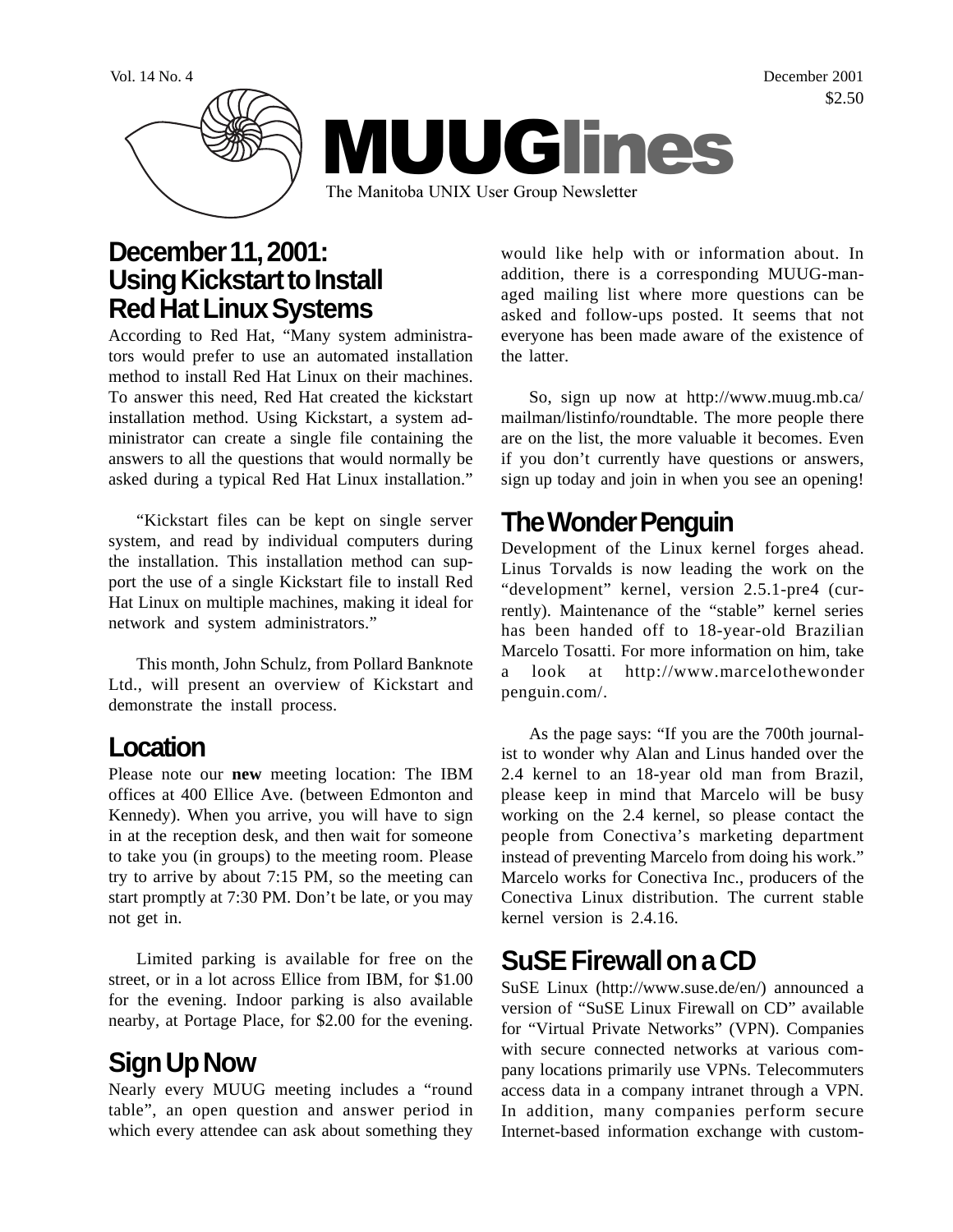Vol. 14 No. 4 December 2001 $2.50

# MUUGlines

The Manitoba UNIX User Group Newsletter

## December 11, 2001: Using Kickstart to Install Red Hat Linux Systems

According to Red Hat, “Many system administrators would prefer to use an automated installation method to install Red Hat Linux on their machines. To answer this need, Red Hat created the kickstart installation method. Using Kickstart, a system administrator can create a single file containing the answers to all the questions that would normally be asked during a typical Red Hat Linux installation.”

“Kickstart files can be kept on single server system, and read by individual computers during the installation. This installation method can support the use of a single Kickstart file to install Red Hat Linux on multiple machines, making it ideal for network and system administrators.”

This month, John Schulz, from Pollard Banknote Ltd., will present an overview of Kickstart and demonstrate the install process.

## Location

Please note our **new** meeting location: The IBM offices at 400 Ellice Ave. (between Edmonton and Kennedy). When you arrive, you will have to sign in at the reception desk, and then wait for someone to take you (in groups) to the meeting room. Please try to arrive by about 7:15 PM, so the meeting can start promptly at 7:30 PM. Don’t be late, or you may not get in.

Limited parking is available for free on the street, or in a lot across Ellice from IBM, for $1.00 for the evening. Indoor parking is also available nearby, at Portage Place, for $2.00 for the evening.

## Sign Up Now

Nearly every MUUG meeting includes a “round table”, an open question and answer period in which every attendee can ask about something they would like help with or information about. In addition, there is a corresponding MUUG-managed mailing list where more questions can be asked and follow-ups posted. It seems that not everyone has been made aware of the existence of the latter.

So, sign up now at http://www.muug.mb.ca/mailman/listinfo/roundtable. The more people there are on the list, the more valuable it becomes. Even if you don’t currently have questions or answers, sign up today and join in when you see an opening!

## The Wonder Penguin

Development of the Linux kernel forges ahead. Linus Torvalds is now leading the work on the “development” kernel, version 2.5.1-pre4 (currently). Maintenance of the “stable” kernel series has been handed off to 18-year-old Brazilian Marcelo Tosatti. For more information on him, take a look at http://www.marcelothewonderpenguin.com/.

As the page says: “If you are the 700th journalist to wonder why Alan and Linus handed over the 2.4 kernel to an 18-year old man from Brazil, please keep in mind that Marcelo will be busy working on the 2.4 kernel, so please contact the people from Conectiva’s marketing department instead of preventing Marcelo from doing his work.” Marcelo works for Conectiva Inc., producers of the Conectiva Linux distribution. The current stable kernel version is 2.4.16.

## SuSE Firewall on a CD

SuSE Linux (http://www.suse.de/en/) announced a version of “SuSE Linux Firewall on CD” available for “Virtual Private Networks” (VPN). Companies with secure connected networks at various company locations primarily use VPNs. Telecommuters access data in a company intranet through a VPN. In addition, many companies perform secure Internet-based information exchange with custom-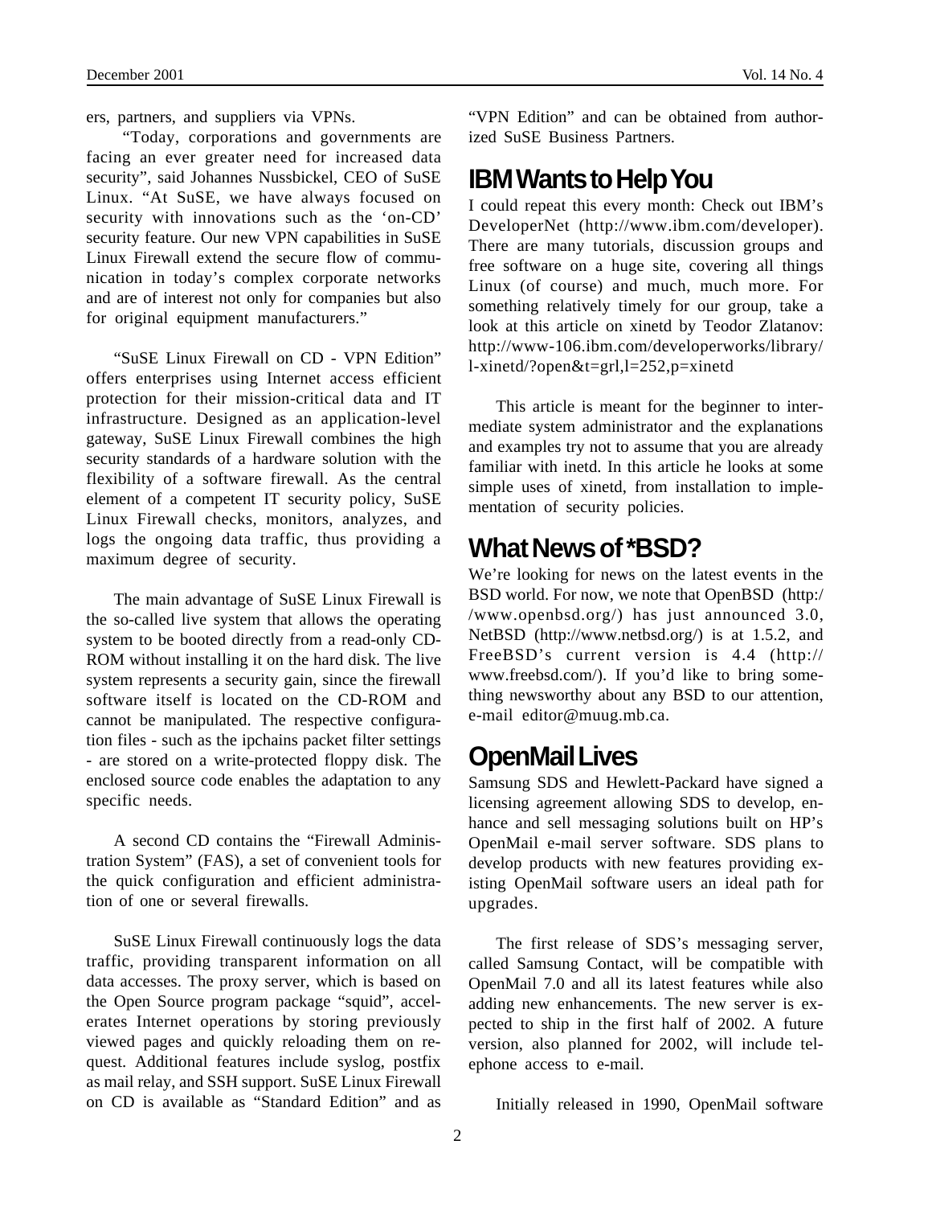ers, partners, and suppliers via VPNs.

"Today, corporations and governments are facing an ever greater need for increased data security", said Johannes Nussbickel, CEO of SuSE Linux. "At SuSE, we have always focused on security with innovations such as the 'on-CD' security feature. Our new VPN capabilities in SuSE Linux Firewall extend the secure flow of communication in today's complex corporate networks and are of interest not only for companies but also for original equipment manufacturers."

"SuSE Linux Firewall on CD - VPN Edition" offers enterprises using Internet access efficient protection for their mission-critical data and IT infrastructure. Designed as an application-level gateway, SuSE Linux Firewall combines the high security standards of a hardware solution with the flexibility of a software firewall. As the central element of a competent IT security policy, SuSE Linux Firewall checks, monitors, analyzes, and logs the ongoing data traffic, thus providing a maximum degree of security.

The main advantage of SuSE Linux Firewall is the so-called live system that allows the operating system to be booted directly from a read-only CD-ROM without installing it on the hard disk. The live system represents a security gain, since the firewall software itself is located on the CD-ROM and cannot be manipulated. The respective configuration files - such as the ipchains packet filter settings - are stored on a write-protected floppy disk. The enclosed source code enables the adaptation to any specific needs.

A second CD contains the "Firewall Administration System" (FAS), a set of convenient tools for the quick configuration and efficient administration of one or several firewalls.

SuSE Linux Firewall continuously logs the data traffic, providing transparent information on all data accesses. The proxy server, which is based on the Open Source program package "squid", accelerates Internet operations by storing previously viewed pages and quickly reloading them on request. Additional features include syslog, postfix as mail relay, and SSH support. SuSE Linux Firewall on CD is available as "Standard Edition" and as "VPN Edition" and can be obtained from authorized SuSE Business Partners.

## IBM Wants to Help You

I could repeat this every month: Check out IBM's DeveloperNet (http://www.ibm.com/developer). There are many tutorials, discussion groups and free software on a huge site, covering all things Linux (of course) and much, much more. For something relatively timely for our group, take a look at this article on xinetd by Teodor Zlatanov: http://www-106.ibm.com/developerworks/library/l-xinetd/?open&t=grl,l=252,p=xinetd

This article is meant for the beginner to intermediate system administrator and the explanations and examples try not to assume that you are already familiar with inetd. In this article he looks at some simple uses of xinetd, from installation to implementation of security policies.

## What News of *BSD?

We're looking for news on the latest events in the BSD world. For now, we note that OpenBSD (http://www.openbsd.org/) has just announced 3.0, NetBSD (http://www.netbsd.org/) is at 1.5.2, and FreeBSD's current version is 4.4 (http://www.freebsd.com/). If you'd like to bring something newsworthy about any BSD to our attention, e-mail editor@muug.mb.ca.

## OpenMail Lives

Samsung SDS and Hewlett-Packard have signed a licensing agreement allowing SDS to develop, enhance and sell messaging solutions built on HP's OpenMail e-mail server software. SDS plans to develop products with new features providing existing OpenMail software users an ideal path for upgrades.

The first release of SDS's messaging server, called Samsung Contact, will be compatible with OpenMail 7.0 and all its latest features while also adding new enhancements. The new server is expected to ship in the first half of 2002. A future version, also planned for 2002, will include telephone access to e-mail.

Initially released in 1990, OpenMail software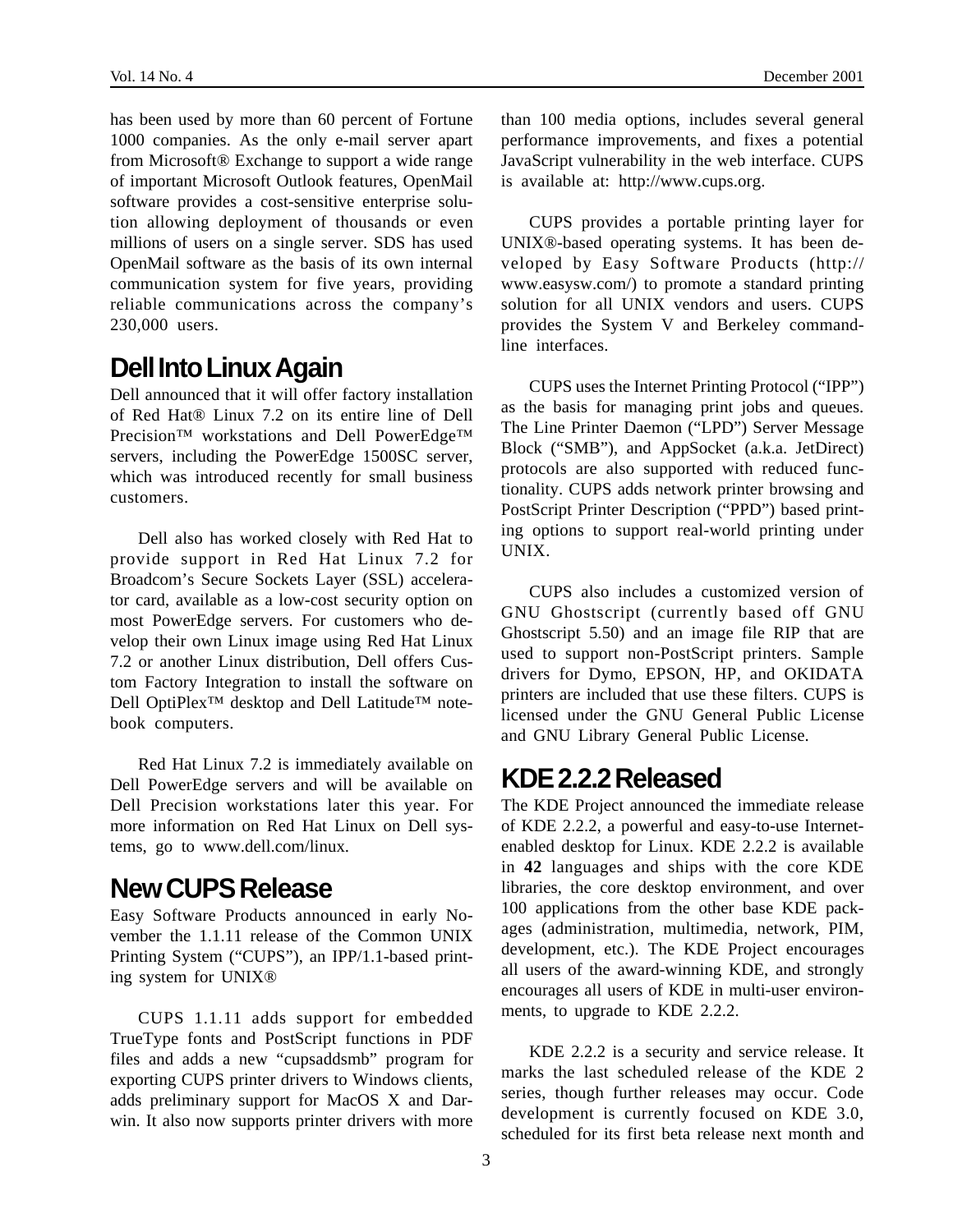has been used by more than 60 percent of Fortune 1000 companies. As the only e-mail server apart from Microsoft® Exchange to support a wide range of important Microsoft Outlook features, OpenMail software provides a cost-sensitive enterprise solution allowing deployment of thousands or even millions of users on a single server. SDS has used OpenMail software as the basis of its own internal communication system for five years, providing reliable communications across the company's 230,000 users.

## Dell Into Linux Again

Dell announced that it will offer factory installation of Red Hat® Linux 7.2 on its entire line of Dell Precision™ workstations and Dell PowerEdge™ servers, including the PowerEdge 1500SC server, which was introduced recently for small business customers.

Dell also has worked closely with Red Hat to provide support in Red Hat Linux 7.2 for Broadcom's Secure Sockets Layer (SSL) accelerator card, available as a low-cost security option on most PowerEdge servers. For customers who develop their own Linux image using Red Hat Linux 7.2 or another Linux distribution, Dell offers Custom Factory Integration to install the software on Dell OptiPlex™ desktop and Dell Latitude™ notebook computers.

Red Hat Linux 7.2 is immediately available on Dell PowerEdge servers and will be available on Dell Precision workstations later this year. For more information on Red Hat Linux on Dell systems, go to www.dell.com/linux.

## New CUPS Release

Easy Software Products announced in early November the 1.1.11 release of the Common UNIX Printing System ("CUPS"), an IPP/1.1-based printing system for UNIX®

CUPS 1.1.11 adds support for embedded TrueType fonts and PostScript functions in PDF files and adds a new "cupsaddsmb" program for exporting CUPS printer drivers to Windows clients, adds preliminary support for MacOS X and Darwin. It also now supports printer drivers with more than 100 media options, includes several general performance improvements, and fixes a potential JavaScript vulnerability in the web interface. CUPS is available at: http://www.cups.org.

CUPS provides a portable printing layer for UNIX®-based operating systems. It has been developed by Easy Software Products (http://www.easysw.com/) to promote a standard printing solution for all UNIX vendors and users. CUPS provides the System V and Berkeley command-line interfaces.

CUPS uses the Internet Printing Protocol ("IPP") as the basis for managing print jobs and queues. The Line Printer Daemon ("LPD") Server Message Block ("SMB"), and AppSocket (a.k.a. JetDirect) protocols are also supported with reduced functionality. CUPS adds network printer browsing and PostScript Printer Description ("PPD") based printing options to support real-world printing under UNIX.

CUPS also includes a customized version of GNU Ghostscript (currently based off GNU Ghostscript 5.50) and an image file RIP that are used to support non-PostScript printers. Sample drivers for Dymo, EPSON, HP, and OKIDATA printers are included that use these filters. CUPS is licensed under the GNU General Public License and GNU Library General Public License.

## KDE 2.2.2 Released

The KDE Project announced the immediate release of KDE 2.2.2, a powerful and easy-to-use Internet-enabled desktop for Linux. KDE 2.2.2 is available in **42** languages and ships with the core KDE libraries, the core desktop environment, and over 100 applications from the other base KDE packages (administration, multimedia, network, PIM, development, etc.). The KDE Project encourages all users of the award-winning KDE, and strongly encourages all users of KDE in multi-user environments, to upgrade to KDE 2.2.2.

KDE 2.2.2 is a security and service release. It marks the last scheduled release of the KDE 2 series, though further releases may occur. Code development is currently focused on KDE 3.0, scheduled for its first beta release next month and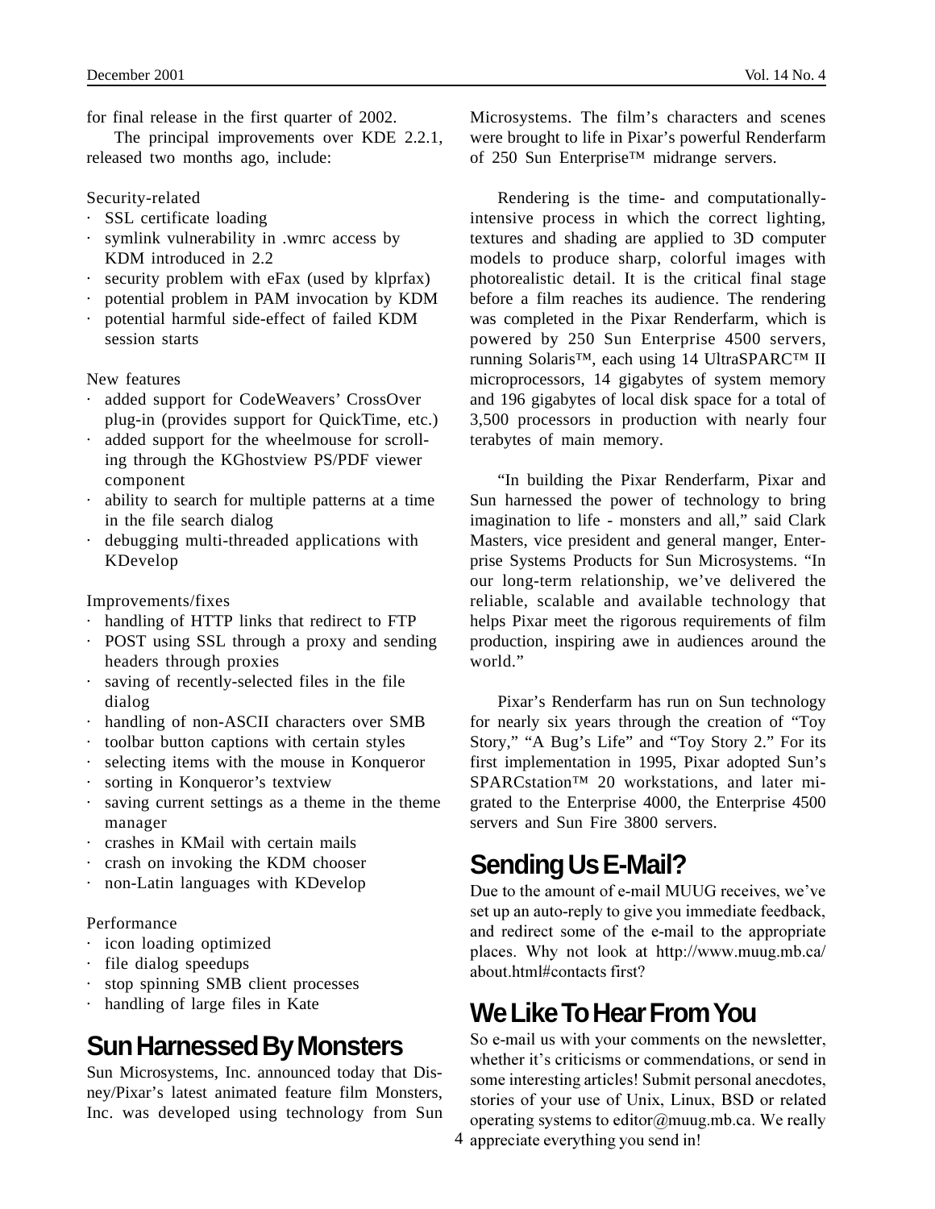for final release in the first quarter of 2002.

The principal improvements over KDE 2.2.1, released two months ago, include:

Security-related

- SSL certificate loading
- symlink vulnerability in .wmrc access by KDM introduced in 2.2
- security problem with eFax (used by klprfax)
- potential problem in PAM invocation by KDM
- potential harmful side-effect of failed KDM session starts

New features

- added support for CodeWeavers' CrossOver plug-in (provides support for QuickTime, etc.)
- added support for the wheelmouse for scrolling through the KGhostview PS/PDF viewer component
- ability to search for multiple patterns at a time in the file search dialog
- debugging multi-threaded applications with KDevelop

Improvements/fixes

- handling of HTTP links that redirect to FTP
- POST using SSL through a proxy and sending headers through proxies
- saving of recently-selected files in the file dialog
- handling of non-ASCII characters over SMB
- toolbar button captions with certain styles
- selecting items with the mouse in Konqueror
- sorting in Konqueror's textview
- saving current settings as a theme in the theme manager
- crashes in KMail with certain mails
- crash on invoking the KDM chooser
- non-Latin languages with KDevelop

Performance

- icon loading optimized
- file dialog speedups
- stop spinning SMB client processes
- handling of large files in Kate

## Sun Harnessed By Monsters

Sun Microsystems, Inc. announced today that Disney/Pixar's latest animated feature film Monsters, Inc. was developed using technology from Sun Microsystems. The film's characters and scenes were brought to life in Pixar's powerful Renderfarm of 250 Sun Enterprise™ midrange servers.

Rendering is the time- and computationally-intensive process in which the correct lighting, textures and shading are applied to 3D computer models to produce sharp, colorful images with photorealistic detail. It is the critical final stage before a film reaches its audience. The rendering was completed in the Pixar Renderfarm, which is powered by 250 Sun Enterprise 4500 servers, running Solaris™, each using 14 UltraSPARC™ II microprocessors, 14 gigabytes of system memory and 196 gigabytes of local disk space for a total of 3,500 processors in production with nearly four terabytes of main memory.

"In building the Pixar Renderfarm, Pixar and Sun harnessed the power of technology to bring imagination to life - monsters and all," said Clark Masters, vice president and general manger, Enterprise Systems Products for Sun Microsystems. "In our long-term relationship, we've delivered the reliable, scalable and available technology that helps Pixar meet the rigorous requirements of film production, inspiring awe in audiences around the world."

Pixar's Renderfarm has run on Sun technology for nearly six years through the creation of "Toy Story," "A Bug's Life" and "Toy Story 2." For its first implementation in 1995, Pixar adopted Sun's SPARCstation™ 20 workstations, and later migrated to the Enterprise 4000, the Enterprise 4500 servers and Sun Fire 3800 servers.

## Sending Us E-Mail?

Due to the amount of e-mail MUUG receives, we've set up an auto-reply to give you immediate feedback, and redirect some of the e-mail to the appropriate places. Why not look at http://www.muug.mb.ca/about.html#contacts first?

## We Like To Hear From You

So e-mail us with your comments on the newsletter, whether it's criticisms or commendations, or send in some interesting articles! Submit personal anecdotes, stories of your use of Unix, Linux, BSD or related operating systems to editor@muug.mb.ca. We really appreciate everything you send in!